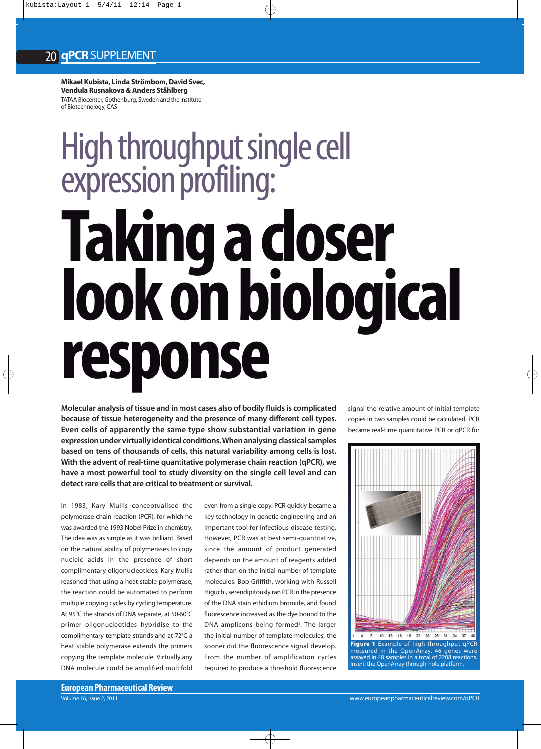**Mikael Kubista, Linda Strömbom, David Svec, Vendula Rusnakova & Anders Ståhlberg**
TATAA Biocenter, Gothenburg, Sweden and the Institute of Biotechnology, CAS

# High throughput single cell expression profiling: Taking a closer look on biological response

**Molecular analysis of tissue and in most cases also of bodily fluids is complicated because of tissue heterogeneity and the presence of many different cell types. Even cells of apparently the same type show substantial variation in gene expression under virtually identical conditions. When analysing classical samples based on tens of thousands of cells, this natural variability among cells is lost. With the advent of real-time quantitative polymerase chain reaction (qPCR), we have a most powerful tool to study diversity on the single cell level and can detect rare cells that are critical to treatment or survival.**

In 1983, Kary Mullis conceptualised the polymerase chain reaction (PCR), for which he was awarded the 1993 Nobel Prize in chemistry. The idea was as simple as it was brilliant. Based on the natural ability of polymerases to copy nucleic acids in the presence of short complimentary oligonucleotides, Kary Mullis reasoned that using a heat stable polymerase, the reaction could be automated to perform multiple copying cycles by cycling temperature. At 95°C the strands of DNA separate, at 50-60°C primer oligonucleotides hybridise to the complimentary template strands and at 72°C a heat stable polymerase extends the primers copying the template molecule. Virtually any DNA molecule could be amplified multifold even from a single copy. PCR quickly became a key technology in genetic engineering and an important tool for infectious disease testing. However, PCR was at best semi-quantitative, since the amount of product generated depends on the amount of reagents added rather than on the initial number of template molecules. Bob Griffith, working with Russell Higuchi, serendipitously ran PCR in the presence of the DNA stain ethidium bromide, and found fluorescence increased as the dye bound to the DNA amplicons being formed[1]. The larger the initial number of template molecules, the sooner did the fluorescence signal develop. From the number of amplification cycles required to produce a threshold fluorescence signal the relative amount of initial template copies in two samples could be calculated. PCR became real-time quantitative PCR or qPCR for

**Figure 1** Example of high throughput qPCR measured in the OpenArray. 46 genes were assayed in 48 samples in a total of 2208 reactions. Insert: the OpenArray through-hole platform.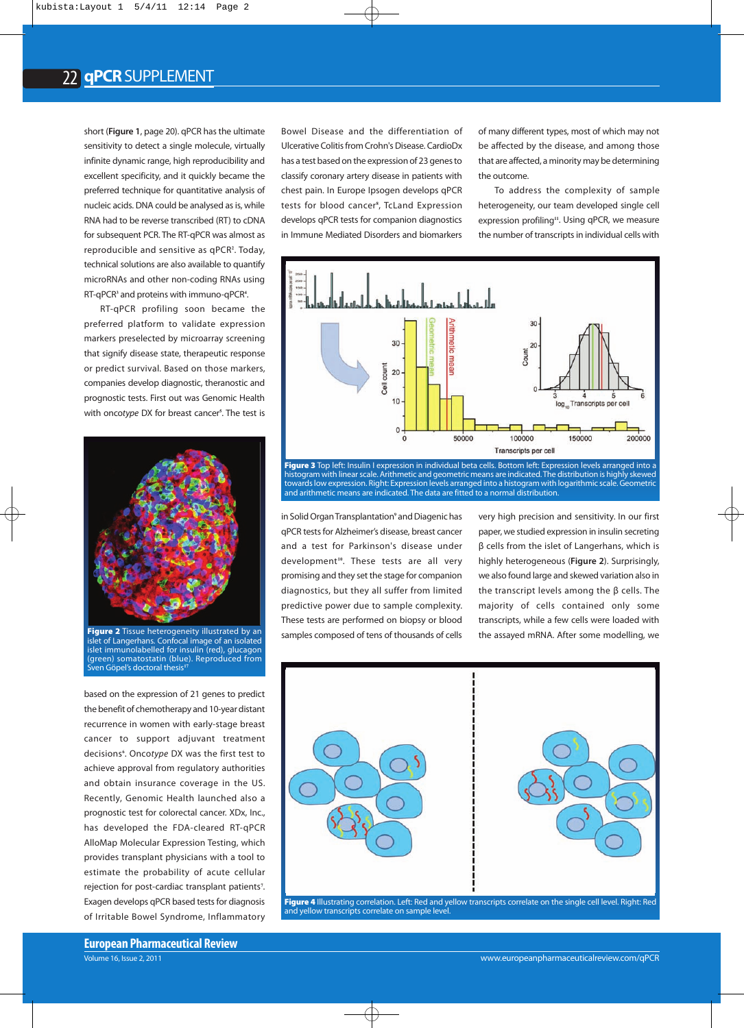short (**Figure 1**, page 20). qPCR has the ultimate sensitivity to detect a single molecule, virtually infinite dynamic range, high reproducibility and excellent specificity, and it quickly became the preferred technique for quantitative analysis of nucleic acids. DNA could be analysed as is, while RNA had to be reverse transcribed (RT) to cDNA for subsequent PCR. The RT-qPCR was almost as reproducible and sensitive as qPCR[2]. Today, technical solutions are also available to quantify microRNAs and other non-coding RNAs using RT-qPCR[3] and proteins with immuno-qPCR[4].

RT-qPCR profiling soon became the preferred platform to validate expression markers preselected by microarray screening that signify disease state, therapeutic response or predict survival. Based on those markers, companies develop diagnostic, theranostic and prognostic tests. First out was Genomic Health with onco*type* DX for breast cancer[5]. The test is based on the expression of 21 genes to predict the benefit of chemotherapy and 10-year distant recurrence in women with early-stage breast cancer to support adjuvant treatment decisions[6]. Onco*type* DX was the first test to achieve approval from regulatory authorities and obtain insurance coverage in the US. Recently, Genomic Health launched also a prognostic test for colorectal cancer. XDx, Inc., has developed the FDA-cleared RT-qPCR AlloMap Molecular Expression Testing, which provides transplant physicians with a tool to estimate the probability of acute cellular rejection for post-cardiac transplant patients[7]. Exagen develops qPCR based tests for diagnosis of Irritable Bowel Syndrome, Inflammatory Bowel Disease and the differentiation of Ulcerative Colitis from Crohn's Disease. CardioDx has a test based on the expression of 23 genes to classify coronary artery disease in patients with chest pain. In Europe Ipsogen develops qPCR tests for blood cancer[8], TcLand Expression develops qPCR tests for companion diagnostics in Immune Mediated Disorders and biomarkers in Solid Organ Transplantation[9] and Diagenic has qPCR tests for Alzheimer's disease, breast cancer and a test for Parkinson's disease under development[10]. These tests are all very promising and they set the stage for companion diagnostics, but they all suffer from limited predictive power due to sample complexity. These tests are performed on biopsy or blood samples composed of tens of thousands of cells of many different types, most of which may not be affected by the disease, and among those that are affected, a minority may be determining the outcome.

To address the complexity of sample heterogeneity, our team developed single cell expression profiling[11]. Using qPCR, we measure the number of transcripts in individual cells with very high precision and sensitivity. In our first paper, we studied expression in insulin secreting β cells from the islet of Langerhans, which is highly heterogeneous (**Figure 2**). Surprisingly, we also found large and skewed variation also in the transcript levels among the β cells. The majority of cells contained only some transcripts, while a few cells were loaded with the assayed mRNA. After some modelling, we

**Figure 2** Tissue heterogeneity illustrated by an islet of Langerhans. Confocal image of an isolated islet immunolabelled for insulin (red), glucagon (green) somatostatin (blue). Reproduced from Sven Göpel's doctoral thesis[37]

**Figure 3** Top left: Insulin I expression in individual beta cells. Bottom left: Expression levels arranged into a histogram with linear scale. Arithmetic and geometric means are indicated. The distribution is highly skewed towards low expression. Right: Expression levels arranged into a histogram with logarithmic scale. Geometric and arithmetic means are indicated. The data are fitted to a normal distribution.

**Figure 4** Illustrating correlation. Left: Red and yellow transcripts correlate on the single cell level. Right: Red and yellow transcripts correlate on sample level.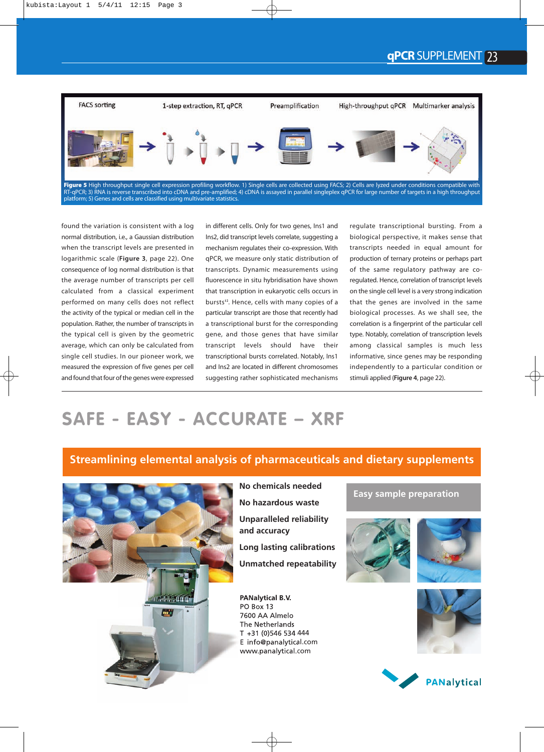FACS sorting | 1-step extraction, RT, qPCR | Preamplification | High-throughput qPCR | Multimarker analysis

**Figure 5** High throughput single cell expression profiling workflow. 1) Single cells are collected using FACS; 2) Cells are lyzed under conditions compatible with RT-qPCR; 3) RNA is reverse transcribed into cDNA and pre-amplified; 4) cDNA is assayed in parallel singleplex qPCR for large number of targets in a high throughput platform; 5) Genes and cells are classified using multivariate statistics.

found the variation is consistent with a log normal distribution, i.e., a Gaussian distribution when the transcript levels are presented in logarithmic scale (**Figure 3**, page 22). One consequence of log normal distribution is that the average number of transcripts per cell calculated from a classical experiment performed on many cells does not reflect the activity of the typical or median cell in the population. Rather, the number of transcripts in the typical cell is given by the geometric average, which can only be calculated from single cell studies. In our pioneer work, we measured the expression of five genes per cell and found that four of the genes were expressed in different cells. Only for two genes, Ins1 and Ins2, did transcript levels correlate, suggesting a mechanism regulates their co-expression. With qPCR, we measure only static distribution of transcripts. Dynamic measurements using fluorescence in situ hybridisation have shown that transcription in eukaryotic cells occurs in bursts[12]. Hence, cells with many copies of a particular transcript are those that recently had a transcriptional burst for the corresponding gene, and those genes that have similar transcript levels should have their transcriptional bursts correlated. Notably, Ins1 and Ins2 are located in different chromosomes suggesting rather sophisticated mechanisms regulate transcriptional bursting. From a biological perspective, it makes sense that transcripts needed in equal amount for production of ternary proteins or perhaps part of the same regulatory pathway are co-regulated. Hence, correlation of transcript levels on the single cell level is a very strong indication that the genes are involved in the same biological processes. As we shall see, the correlation is a fingerprint of the particular cell type. Notably, correlation of transcription levels among classical samples is much less informative, since genes may be responding independently to a particular condition or stimuli applied (**Figure 4**, page 22).

# SAFE - EASY - ACCURATE – XRF

## Streamlining elemental analysis of pharmaceuticals and dietary supplements

**No chemicals needed**

**No hazardous waste**

**Unparalleled reliability and accuracy**

**Long lasting calibrations**

**Unmatched repeatability**

**Easy sample preparation**

**PANalytical B.V.**
PO Box 13
7600 AA Almelo
The Netherlands
T +31 (0)546 534 444
E info@panalytical.com
www.panalytical.com

PANalytical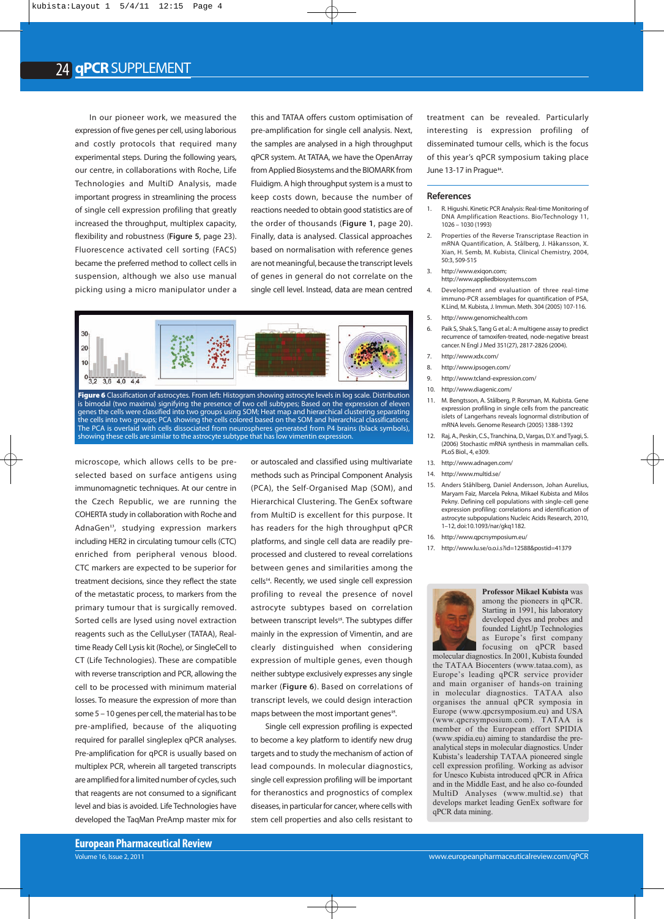In our pioneer work, we measured the expression of five genes per cell, using laborious and costly protocols that required many experimental steps. During the following years, our centre, in collaborations with Roche, Life Technologies and MultiD Analysis, made important progress in streamlining the process of single cell expression profiling that greatly increased the throughput, multiplex capacity, flexibility and robustness (**Figure 5**, page 23). Fluorescence activated cell sorting (FACS) became the preferred method to collect cells in suspension, although we also use manual picking using a micro manipulator under a microscope, which allows cells to be pre-selected based on surface antigens using immunomagnetic techniques. At our centre in the Czech Republic, we are running the COHERTA study in collaboration with Roche and AdnaGen[13], studying expression markers including HER2 in circulating tumour cells (CTC) enriched from peripheral venous blood. CTC markers are expected to be superior for treatment decisions, since they reflect the state of the metastatic process, to markers from the primary tumour that is surgically removed. Sorted cells are lysed using novel extraction reagents such as the CelluLyser (TATAA), Real-time Ready Cell Lysis kit (Roche), or SingleCell to CT (Life Technologies). These are compatible with reverse transcription and PCR, allowing the cell to be processed with minimum material losses. To measure the expression of more than some 5 – 10 genes per cell, the material has to be pre-amplified, because of the aliquoting required for parallel singleplex qPCR analyses. Pre-amplification for qPCR is usually based on multiplex PCR, wherein all targeted transcripts are amplified for a limited number of cycles, such that reagents are not consumed to a significant level and bias is avoided. Life Technologies have developed the TaqMan PreAmp master mix for this and TATAA offers custom optimisation of pre-amplification for single cell analysis. Next, the samples are analysed in a high throughput qPCR system. At TATAA, we have the OpenArray from Applied Biosystems and the BIOMARK from Fluidigm. A high throughput system is a must to keep costs down, because the number of reactions needed to obtain good statistics are of the order of thousands (**Figure 1**, page 20). Finally, data is analysed. Classical approaches based on normalisation with reference genes are not meaningful, because the transcript levels of genes in general do not correlate on the single cell level. Instead, data are mean centred or autoscaled and classified using multivariate methods such as Principal Component Analysis (PCA), the Self-Organised Map (SOM), and Hierarchical Clustering. The GenEx software from MultiD is excellent for this purpose. It has readers for the high throughput qPCR platforms, and single cell data are readily pre-processed and clustered to reveal correlations between genes and similarities among the cells[14]. Recently, we used single cell expression profiling to reveal the presence of novel astrocyte subtypes based on correlation between transcript levels[15]. The subtypes differ mainly in the expression of Vimentin, and are clearly distinguished when considering expression of multiple genes, even though neither subtype exclusively expresses any single marker (**Figure 6**). Based on correlations of transcript levels, we could design interaction maps between the most important genes[15].

30
20
10
0
3,2 3,6 4,0 4,4

**Figure 6** Classification of astrocytes. From left: Histogram showing astrocyte levels in log scale. Distribution is bimodal (two maxima) signifying the presence of two cell subtypes; Based on the expression of eleven genes the cells were classified into two groups using SOM; Heat map and hierarchical clustering separating the cells into two groups; PCA showing the cells colored based on the SOM and hierarchical classifications. The PCA is overlaid with cells dissociated from neurospheres generated from P4 brains (black symbols), showing these cells are similar to the astrocyte subtype that has low vimentin expression.

Single cell expression profiling is expected to become a key platform to identify new drug targets and to study the mechanism of action of lead compounds. In molecular diagnostics, single cell expression profiling will be important for theranostics and prognostics of complex diseases, in particular for cancer, where cells with stem cell properties and also cells resistant to treatment can be revealed. Particularly interesting is expression profiling of disseminated tumour cells, which is the focus of this year's qPCR symposium taking place June 13-17 in Prague[16].

## References

1. R. Higushi. Kinetic PCR Analysis: Real-time Monitoring of DNA Amplification Reactions. Bio/Technology 11, 1026 – 1030 (1993)
2. Properties of the Reverse Transcriptase Reaction in mRNA Quantification, A. Ståhlberg, J. Håkansson, X. Xian, H. Semb, M. Kubista, Clinical Chemistry, 2004, 50:3, 509-515
3. http://www.exiqon.com; http://www.appliedbiosystems.com
4. Development and evaluation of three real-time immuno-PCR assemblages for quantification of PSA, K.Lind, M. Kubista, J. Immun. Meth. 304 (2005) 107-116.
5. http://www.genomichealth.com
6. Paik S, Shak S, Tang G et al.: A multigene assay to predict recurrence of tamoxifen-treated, node-negative breast cancer. N Engl J Med 351(27), 2817-2826 (2004).
7. http://www.xdx.com/
8. http://www.ipsogen.com/
9. http://www.tcland-expression.com/
10. http://www.diagenic.com/
11. M. Bengtsson, A. Ståhlberg, P. Rorsman, M. Kubista. Gene expression profiling in single cells from the pancreatic islets of Langerhans reveals lognormal distribution of mRNA levels. Genome Research (2005) 1388-1392
12. Raj, A., Peskin, C.S., Tranchina, D., Vargas, D.Y. and Tyagi, S. (2006) Stochastic mRNA synthesis in mammalian cells. PLoS Biol., 4, e309.
13. http://www.adnagen.com/
14. http://www.multid.se/
15. Anders Ståhlberg, Daniel Andersson, Johan Aurelius, Maryam Faiz, Marcela Pekna, Mikael Kubista and Milos Pekny. Defining cell populations with single-cell gene expression profiling: correlations and identification of astrocyte subpopulations Nucleic Acids Research, 2010, 1–12, doi:10.1093/nar/gkq1182.
16. http://www.qpcrsymposium.eu/
17. http://www.lu.se/o.o.i.s?id=12588&postid=41379

**Professor Mikael Kubista** was among the pioneers in qPCR. Starting in 1991, his laboratory developed dyes and probes and founded LightUp Technologies as Europe's first company focusing on qPCR based molecular diagnostics. In 2001, Kubista founded the TATAA Biocenters (www.tataa.com), as Europe's leading qPCR service provider and main organiser of hands-on training in molecular diagnostics. TATAA also organises the annual qPCR symposia in Europe (www.qpcrsymposium.eu) and USA (www.qpcrsymposium.com). TATAA is member of the European effort SPIDIA (www.spidia.eu) aiming to standardise the pre-analytical steps in molecular diagnostics. Under Kubista's leadership TATAA pioneered single cell expression profiling. Working as advisor for Unesco Kubista introduced qPCR in Africa and in the Middle East, and he also co-founded MultiD Analyses (www.multid.se) that develops market leading GenEx software for qPCR data mining.